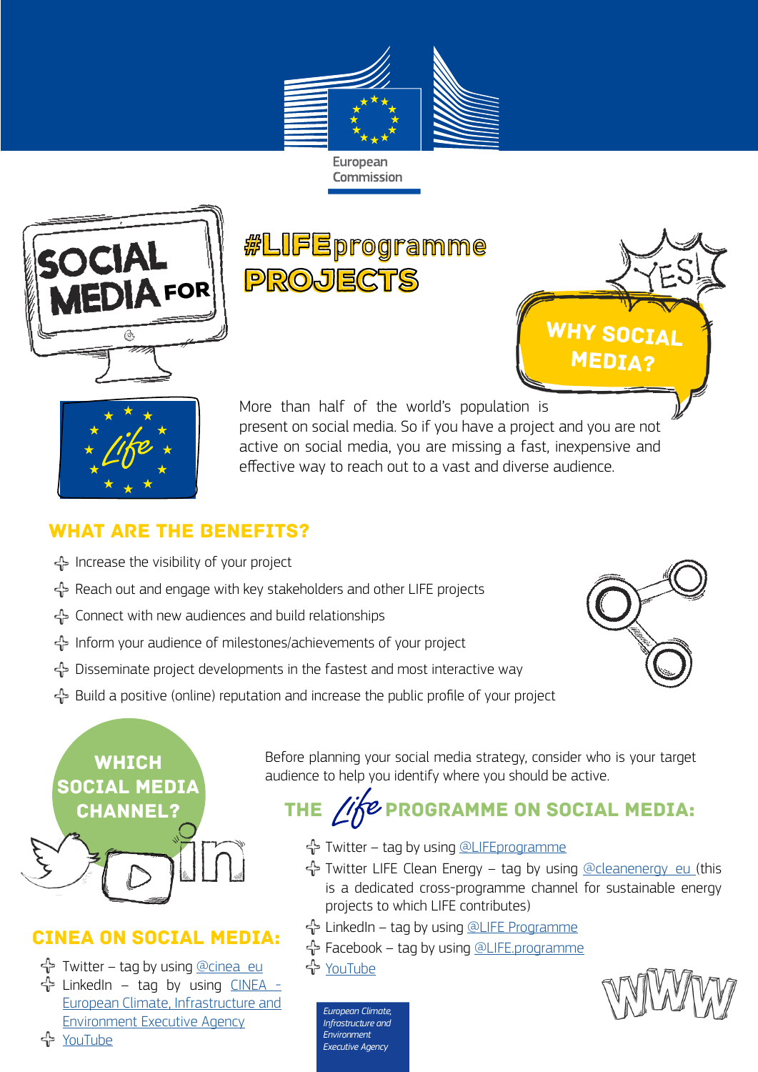European Commission

# SOCIAL MEDIA FOR #LIFEprogramme PROJECTS

## WHY SOCIAL MEDIA?

More than half of the world's population is present on social media. So if you have a project and you are not active on social media, you are missing a fast, inexpensive and effective way to reach out to a vast and diverse audience.

## WHAT ARE THE BENEFITS?

- Increase the visibility of your project
- Reach out and engage with key stakeholders and other LIFE projects
- Connect with new audiences and build relationships
- Inform your audience of milestones/achievements of your project
- Disseminate project developments in the fastest and most interactive way
- Build a positive (online) reputation and increase the public profile of your project

## WHICH SOCIAL MEDIA CHANNEL?

Before planning your social media strategy, consider who is your target audience to help you identify where you should be active.

## THE LIFE PROGRAMME ON SOCIAL MEDIA:

- Twitter – tag by using @LIFEprogramme
- Twitter LIFE Clean Energy – tag by using @cleanenergy_eu (this is a dedicated cross-programme channel for sustainable energy projects to which LIFE contributes)
- LinkedIn – tag by using @LIFE Programme
- Facebook – tag by using @LIFE.programme
- YouTube

## CINEA ON SOCIAL MEDIA:

- Twitter – tag by using @cinea_eu
- LinkedIn – tag by using CINEA - European Climate, Infrastructure and Environment Executive Agency
- YouTube

*European Climate, Infrastructure and Environment Executive Agency*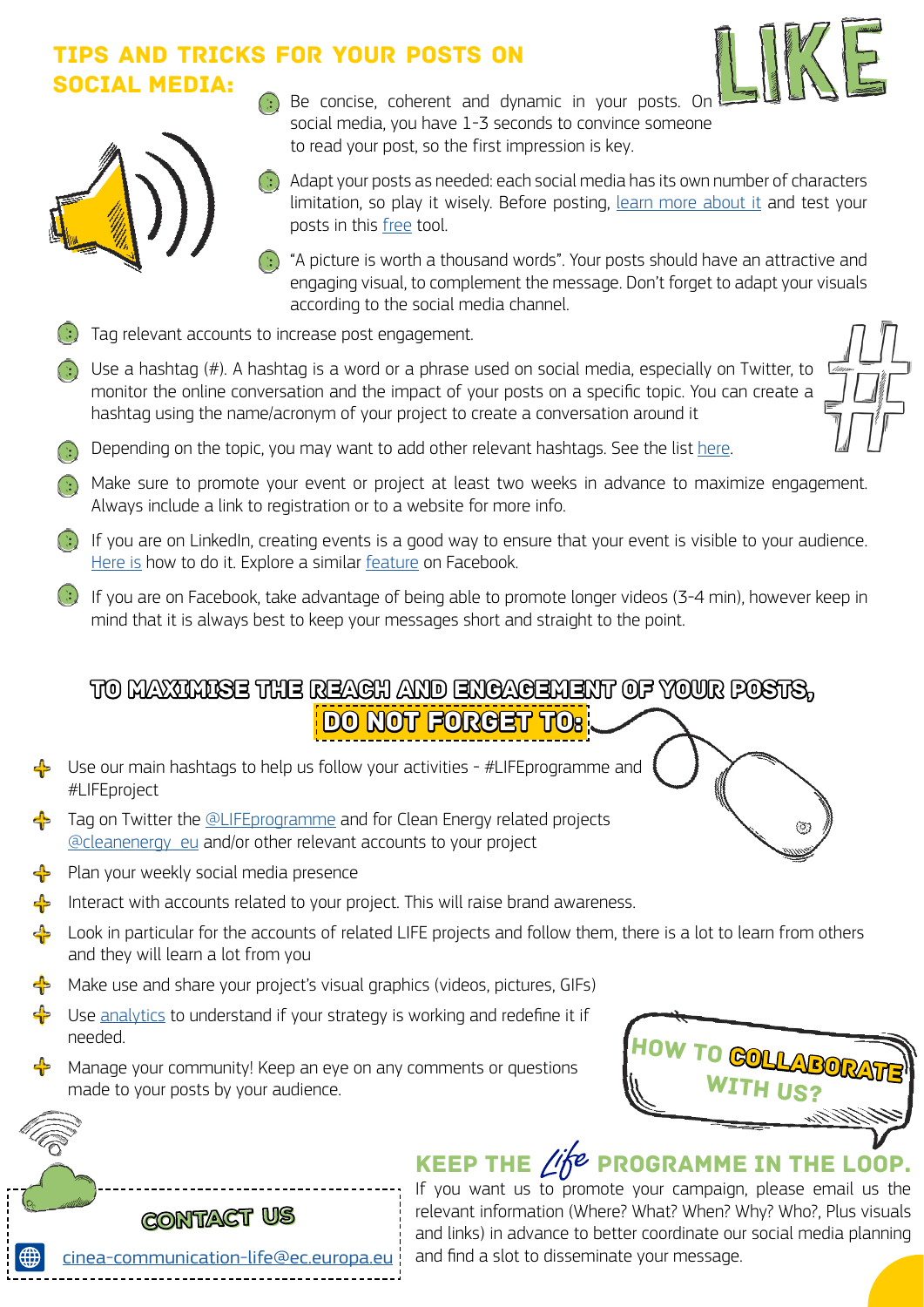## Tips and tricks for your posts on social media:

- Be concise, coherent and dynamic in your posts. On social media, you have 1-3 seconds to convince someone to read your post, so the first impression is key.
- Adapt your posts as needed: each social media has its own number of characters limitation, so play it wisely. Before posting, learn more about it and test your posts in this free tool.
- "A picture is worth a thousand words". Your posts should have an attractive and engaging visual, to complement the message. Don't forget to adapt your visuals according to the social media channel.
- Tag relevant accounts to increase post engagement.
- Use a hashtag (#). A hashtag is a word or a phrase used on social media, especially on Twitter, to monitor the online conversation and the impact of your posts on a specific topic. You can create a hashtag using the name/acronym of your project to create a conversation around it
- Depending on the topic, you may want to add other relevant hashtags. See the list here.
- Make sure to promote your event or project at least two weeks in advance to maximize engagement. Always include a link to registration or to a website for more info.
- If you are on LinkedIn, creating events is a good way to ensure that your event is visible to your audience. Here is how to do it. Explore a similar feature on Facebook.
- If you are on Facebook, take advantage of being able to promote longer videos (3-4 min), however keep in mind that it is always best to keep your messages short and straight to the point.

## To maximise the reach and engagement of your posts, do not forget to:

- Use our main hashtags to help us follow your activities - #LIFEprogramme and #LIFEproject
- Tag on Twitter the @LIFEprogramme and for Clean Energy related projects @cleanenergy_eu and/or other relevant accounts to your project
- Plan your weekly social media presence
- Interact with accounts related to your project. This will raise brand awareness.
- Look in particular for the accounts of related LIFE projects and follow them, there is a lot to learn from others and they will learn a lot from you
- Make use and share your project's visual graphics (videos, pictures, GIFs)
- Use analytics to understand if your strategy is working and redefine it if needed.
- Manage your community! Keep an eye on any comments or questions made to your posts by your audience.

## How to collaborate with us?

## Keep the Life programme in the loop.

If you want us to promote your campaign, please email us the relevant information (Where? What? When? Why? Who?, Plus visuals and links) in advance to better coordinate our social media planning and find a slot to disseminate your message.

## Contact us

cinea-communication-life@ec.europa.eu